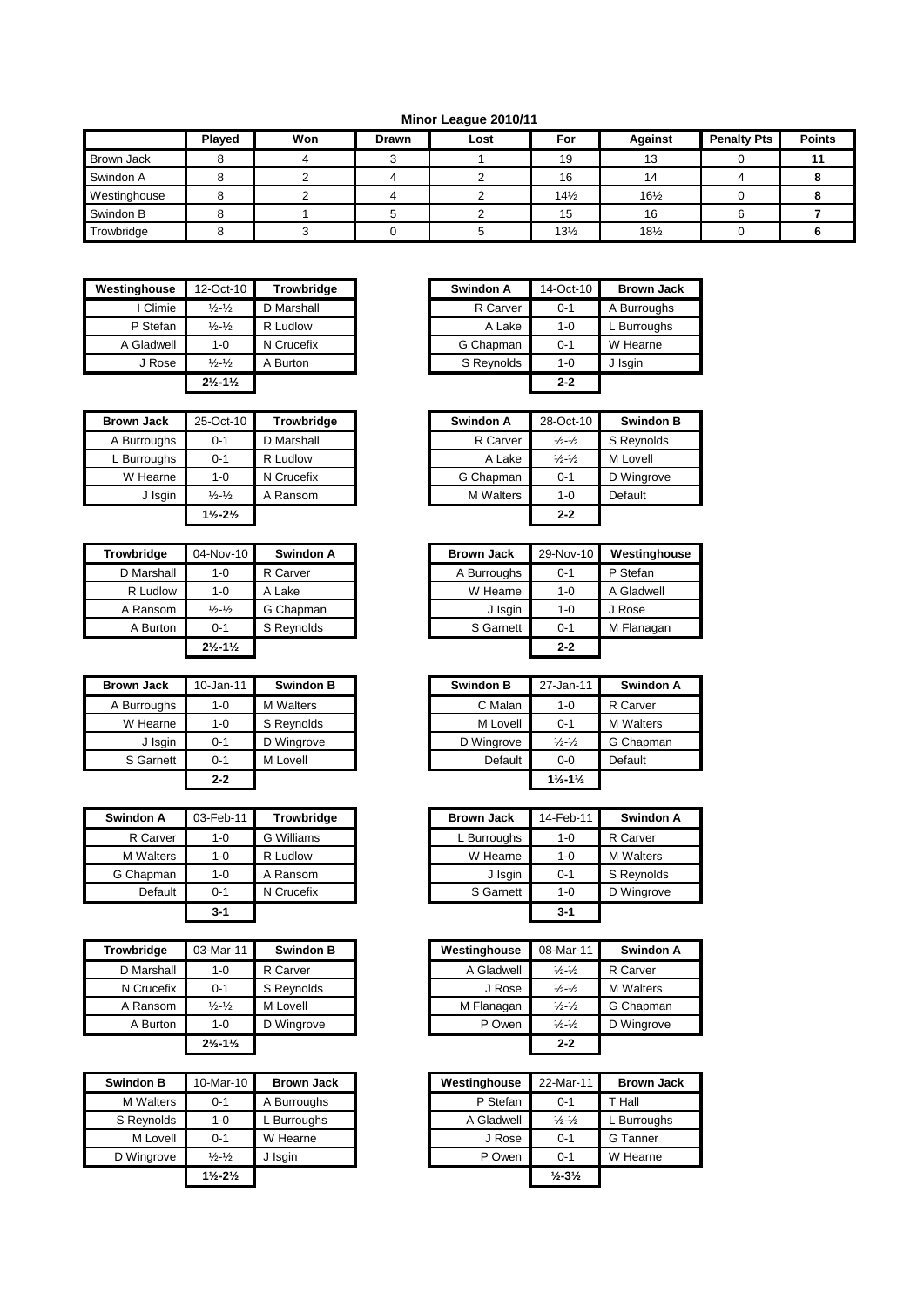## Minor League 2010/11

| | Played | Won | Drawn | Lost | For | Against | Penalty Pts | Points |
|---|---|---|---|---|---|---|---|---|
| Brown Jack | 8 | 4 | 3 | 1 | 19 | 13 | 0 | **11** |
| Swindon A | 8 | 2 | 4 | 2 | 16 | 14 | 4 | **8** |
| Westinghouse | 8 | 2 | 4 | 2 | 14½ | 16½ | 0 | **8** |
| Swindon B | 8 | 1 | 5 | 2 | 15 | 16 | 6 | **7** |
| Trowbridge | 8 | 3 | 0 | 5 | 13½ | 18½ | 0 | **6** |

| Westinghouse | 12-Oct-10 | Trowbridge |
|---|---|---|
| I Climie | ½-½ | D Marshall |
| P Stefan | ½-½ | R Ludlow |
| A Gladwell | 1-0 | N Crucefix |
| J Rose | ½-½ | A Burton |
| | **2½-1½** | |

| Swindon A | 14-Oct-10 | Brown Jack |
|---|---|---|
| R Carver | 0-1 | A Burroughs |
| A Lake | 1-0 | L Burroughs |
| G Chapman | 0-1 | W Hearne |
| S Reynolds | 1-0 | J Isgin |
| | **2-2** | |

| Brown Jack | 25-Oct-10 | Trowbridge |
|---|---|---|
| A Burroughs | 0-1 | D Marshall |
| L Burroughs | 0-1 | R Ludlow |
| W Hearne | 1-0 | N Crucefix |
| J Isgin | ½-½ | A Ransom |
| | **1½-2½** | |

| Swindon A | 28-Oct-10 | Swindon B |
|---|---|---|
| R Carver | ½-½ | S Reynolds |
| A Lake | ½-½ | M Lovell |
| G Chapman | 0-1 | D Wingrove |
| M Walters | 1-0 | Default |
| | **2-2** | |

| Trowbridge | 04-Nov-10 | Swindon A |
|---|---|---|
| D Marshall | 1-0 | R Carver |
| R Ludlow | 1-0 | A Lake |
| A Ransom | ½-½ | G Chapman |
| A Burton | 0-1 | S Reynolds |
| | **2½-1½** | |

| Brown Jack | 29-Nov-10 | Westinghouse |
|---|---|---|
| A Burroughs | 0-1 | P Stefan |
| W Hearne | 1-0 | A Gladwell |
| J Isgin | 1-0 | J Rose |
| S Garnett | 0-1 | M Flanagan |
| | **2-2** | |

| Brown Jack | 10-Jan-11 | Swindon B |
|---|---|---|
| A Burroughs | 1-0 | M Walters |
| W Hearne | 1-0 | S Reynolds |
| J Isgin | 0-1 | D Wingrove |
| S Garnett | 0-1 | M Lovell |
| | **2-2** | |

| Swindon B | 27-Jan-11 | Swindon A |
|---|---|---|
| C Malan | 1-0 | R Carver |
| M Lovell | 0-1 | M Walters |
| D Wingrove | ½-½ | G Chapman |
| Default | 0-0 | Default |
| | **1½-1½** | |

| Swindon A | 03-Feb-11 | Trowbridge |
|---|---|---|
| R Carver | 1-0 | G Williams |
| M Walters | 1-0 | R Ludlow |
| G Chapman | 1-0 | A Ransom |
| Default | 0-1 | N Crucefix |
| | **3-1** | |

| Brown Jack | 14-Feb-11 | Swindon A |
|---|---|---|
| L Burroughs | 1-0 | R Carver |
| W Hearne | 1-0 | M Walters |
| J Isgin | 0-1 | S Reynolds |
| S Garnett | 1-0 | D Wingrove |
| | **3-1** | |

| Trowbridge | 03-Mar-11 | Swindon B |
|---|---|---|
| D Marshall | 1-0 | R Carver |
| N Crucefix | 0-1 | S Reynolds |
| A Ransom | ½-½ | M Lovell |
| A Burton | 1-0 | D Wingrove |
| | **2½-1½** | |

| Westinghouse | 08-Mar-11 | Swindon A |
|---|---|---|
| A Gladwell | ½-½ | R Carver |
| J Rose | ½-½ | M Walters |
| M Flanagan | ½-½ | G Chapman |
| P Owen | ½-½ | D Wingrove |
| | **2-2** | |

| Swindon B | 10-Mar-10 | Brown Jack |
|---|---|---|
| M Walters | 0-1 | A Burroughs |
| S Reynolds | 1-0 | L Burroughs |
| M Lovell | 0-1 | W Hearne |
| D Wingrove | ½-½ | J Isgin |
| | **1½-2½** | |

| Westinghouse | 22-Mar-11 | Brown Jack |
|---|---|---|
| P Stefan | 0-1 | T Hall |
| A Gladwell | ½-½ | L Burroughs |
| J Rose | 0-1 | G Tanner |
| P Owen | 0-1 | W Hearne |
| | **½-3½** | |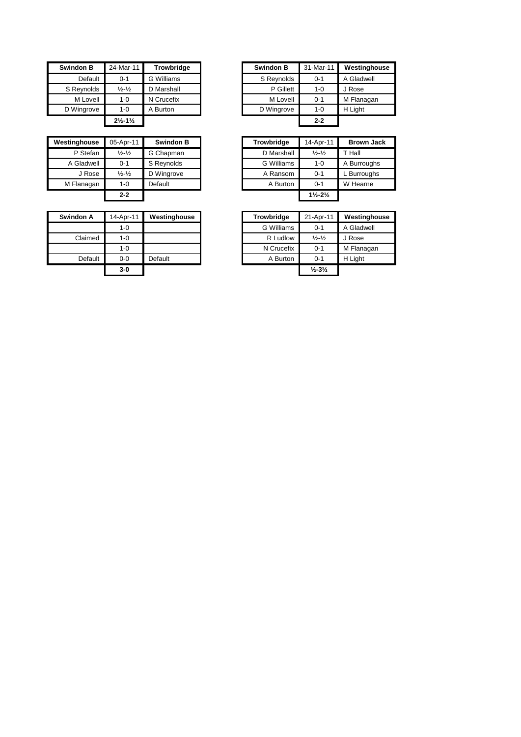| Swindon B | 24-Mar-11 | Trowbridge |
|---|---|---|
| Default | 0-1 | G Williams |
| S Reynolds | ½-½ | D Marshall |
| M Lovell | 1-0 | N Crucefix |
| D Wingrove | 1-0 | A Burton |
| | **2½-1½** | |

| Swindon B | 31-Mar-11 | Westinghouse |
|---|---|---|
| S Reynolds | 0-1 | A Gladwell |
| P Gillett | 1-0 | J Rose |
| M Lovell | 0-1 | M Flanagan |
| D Wingrove | 1-0 | H Light |
| | **2-2** | |

| Westinghouse | 05-Apr-11 | Swindon B |
|---|---|---|
| P Stefan | ½-½ | G Chapman |
| A Gladwell | 0-1 | S Reynolds |
| J Rose | ½-½ | D Wingrove |
| M Flanagan | 1-0 | Default |
| | **2-2** | |

| Trowbridge | 14-Apr-11 | Brown Jack |
|---|---|---|
| D Marshall | ½-½ | T Hall |
| G Williams | 1-0 | A Burroughs |
| A Ransom | 0-1 | L Burroughs |
| A Burton | 0-1 | W Hearne |
| | **1½-2½** | |

| Swindon A | 14-Apr-11 | Westinghouse |
|---|---|---|
| | 1-0 | |
| Claimed | 1-0 | |
| | 1-0 | |
| Default | 0-0 | Default |
| | **3-0** | |

| Trowbridge | 21-Apr-11 | Westinghouse |
|---|---|---|
| G Williams | 0-1 | A Gladwell |
| R Ludlow | ½-½ | J Rose |
| N Crucefix | 0-1 | M Flanagan |
| A Burton | 0-1 | H Light |
| | **½-3½** | |